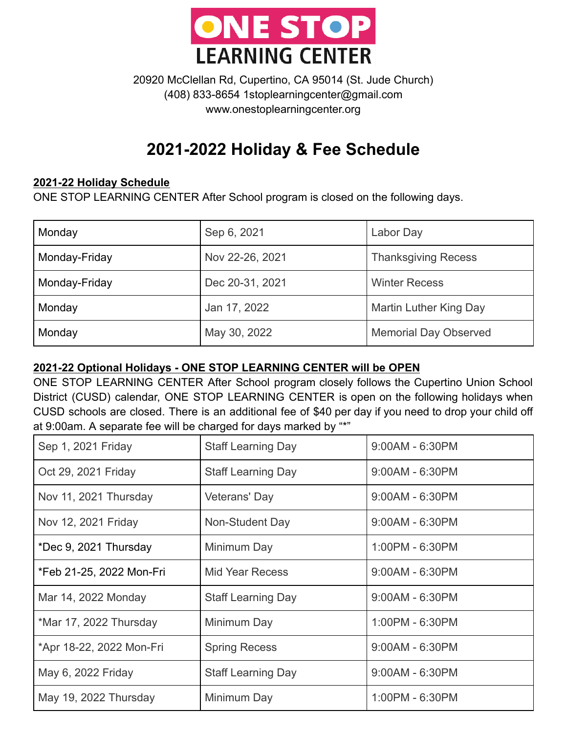# ONE STOP LEARNING CENTER

20920 McClellan Rd, Cupertino, CA 95014 (St. Jude Church)
(408) 833-8654 1stoplearningcenter@gmail.com
www.onestoplearningcenter.org

## 2021-2022 Holiday & Fee Schedule

### 2021-22 Holiday Schedule

ONE STOP LEARNING CENTER After School program is closed on the following days.

| | | |
|---|---|---|
| Monday | Sep 6, 2021 | Labor Day |
| Monday-Friday | Nov 22-26, 2021 | Thanksgiving Recess |
| Monday-Friday | Dec 20-31, 2021 | Winter Recess |
| Monday | Jan 17, 2022 | Martin Luther King Day |
| Monday | May 30, 2022 | Memorial Day Observed |

### 2021-22 Optional Holidays - ONE STOP LEARNING CENTER will be OPEN

ONE STOP LEARNING CENTER After School program closely follows the Cupertino Union School District (CUSD) calendar, ONE STOP LEARNING CENTER is open on the following holidays when CUSD schools are closed. There is an additional fee of $40 per day if you need to drop your child off at 9:00am. A separate fee will be charged for days marked by "*"

| | | |
|---|---|---|
| Sep 1, 2021 Friday | Staff Learning Day | 9:00AM - 6:30PM |
| Oct 29, 2021 Friday | Staff Learning Day | 9:00AM - 6:30PM |
| Nov 11, 2021 Thursday | Veterans' Day | 9:00AM - 6:30PM |
| Nov 12, 2021 Friday | Non-Student Day | 9:00AM - 6:30PM |
| *Dec 9, 2021 Thursday | Minimum Day | 1:00PM - 6:30PM |
| *Feb 21-25, 2022 Mon-Fri | Mid Year Recess | 9:00AM - 6:30PM |
| Mar 14, 2022 Monday | Staff Learning Day | 9:00AM - 6:30PM |
| *Mar 17, 2022 Thursday | Minimum Day | 1:00PM - 6:30PM |
| *Apr 18-22, 2022 Mon-Fri | Spring Recess | 9:00AM - 6:30PM |
| May 6, 2022 Friday | Staff Learning Day | 9:00AM - 6:30PM |
| May 19, 2022 Thursday | Minimum Day | 1:00PM - 6:30PM |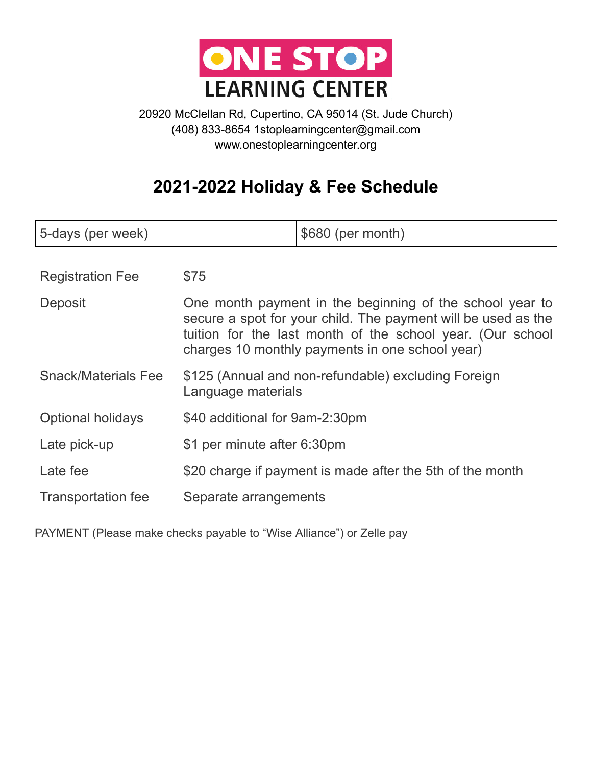# ONE STOP LEARNING CENTER

20920 McClellan Rd, Cupertino, CA 95014 (St. Jude Church)
(408) 833-8654 1stoplearningcenter@gmail.com
www.onestoplearningcenter.org

## 2021-2022 Holiday & Fee Schedule

| | |
|---|---|
| 5-days (per week) | $680 (per month) |

| | |
|---|---|
| Registration Fee | $75 |
| Deposit | One month payment in the beginning of the school year to secure a spot for your child. The payment will be used as the tuition for the last month of the school year. (Our school charges 10 monthly payments in one school year) |
| Snack/Materials Fee | $125 (Annual and non-refundable) excluding Foreign Language materials |
| Optional holidays | $40 additional for 9am-2:30pm |
| Late pick-up | $1 per minute after 6:30pm |
| Late fee | $20 charge if payment is made after the 5th of the month |
| Transportation fee | Separate arrangements |

PAYMENT (Please make checks payable to “Wise Alliance”) or Zelle pay